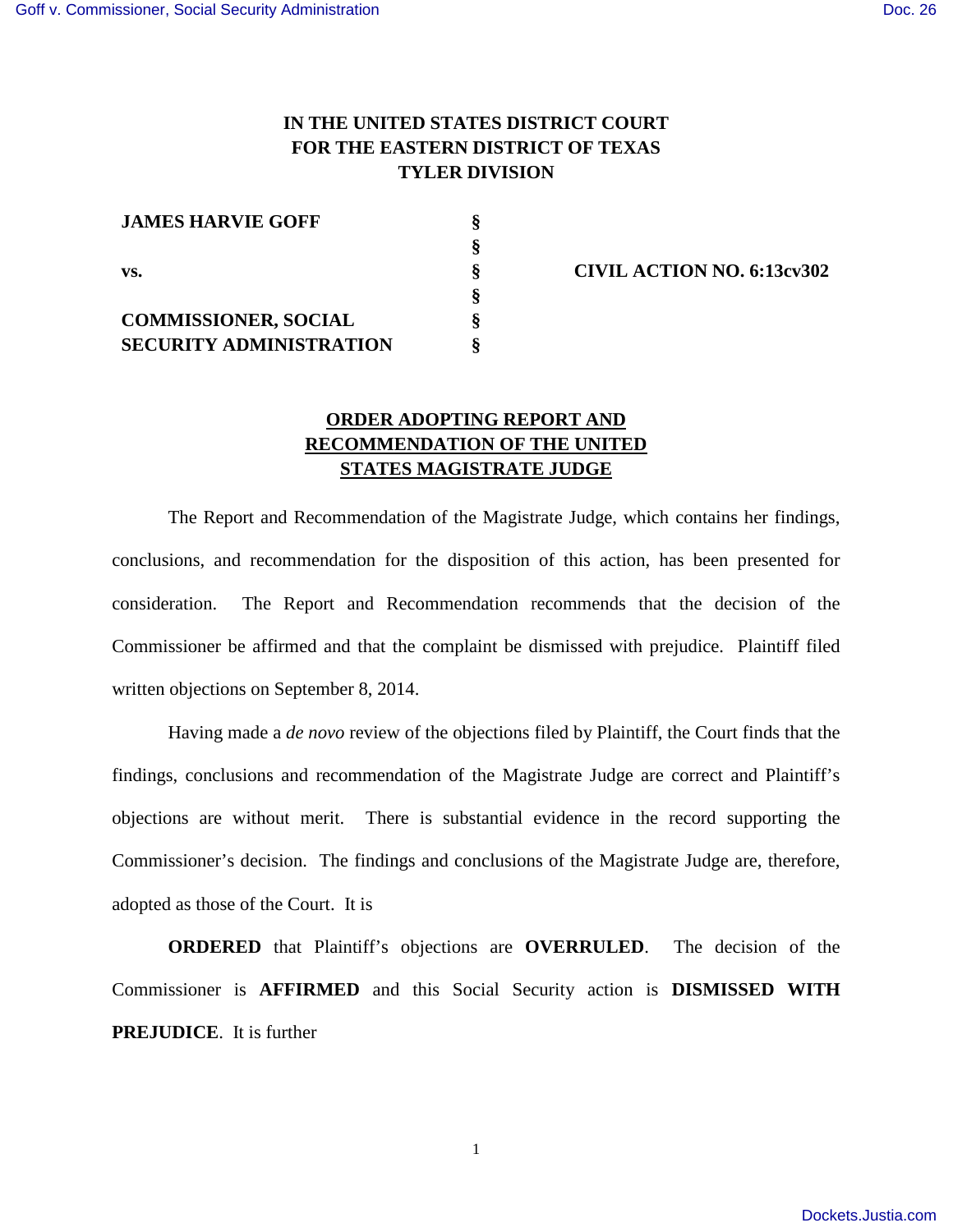**IN THE UNITED STATES DISTRICT COURT**
**FOR THE EASTERN DISTRICT OF TEXAS**
**TYLER DIVISION**

| | | |
|---|---|---|
| **JAMES HARVIE GOFF** | § | |
| | § | |
| **vs.** | § | **CIVIL ACTION NO. 6:13cv302** |
| | § | |
| **COMMISSIONER, SOCIAL SECURITY ADMINISTRATION** | § | |
| | § | |

**ORDER ADOPTING REPORT AND RECOMMENDATION OF THE UNITED STATES MAGISTRATE JUDGE**

The Report and Recommendation of the Magistrate Judge, which contains her findings, conclusions, and recommendation for the disposition of this action, has been presented for consideration. The Report and Recommendation recommends that the decision of the Commissioner be affirmed and that the complaint be dismissed with prejudice. Plaintiff filed written objections on September 8, 2014.

Having made a *de novo* review of the objections filed by Plaintiff, the Court finds that the findings, conclusions and recommendation of the Magistrate Judge are correct and Plaintiff's objections are without merit. There is substantial evidence in the record supporting the Commissioner's decision. The findings and conclusions of the Magistrate Judge are, therefore, adopted as those of the Court. It is

**ORDERED** that Plaintiff's objections are **OVERRULED**. The decision of the Commissioner is **AFFIRMED** and this Social Security action is **DISMISSED WITH PREJUDICE**. It is further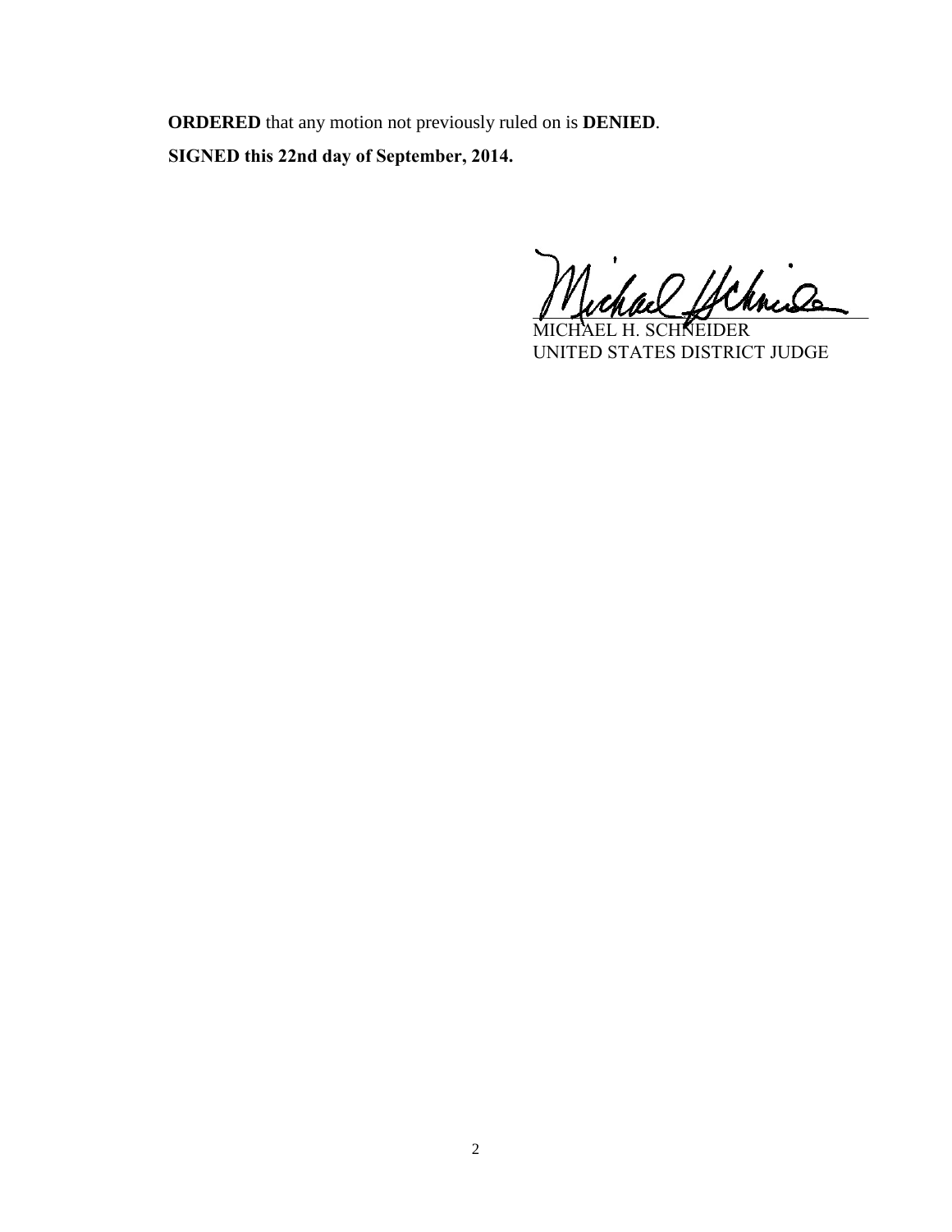**ORDERED** that any motion not previously ruled on is **DENIED**.

**SIGNED this 22nd day of September, 2014.**

MICHAEL H. SCHNEIDER
UNITED STATES DISTRICT JUDGE